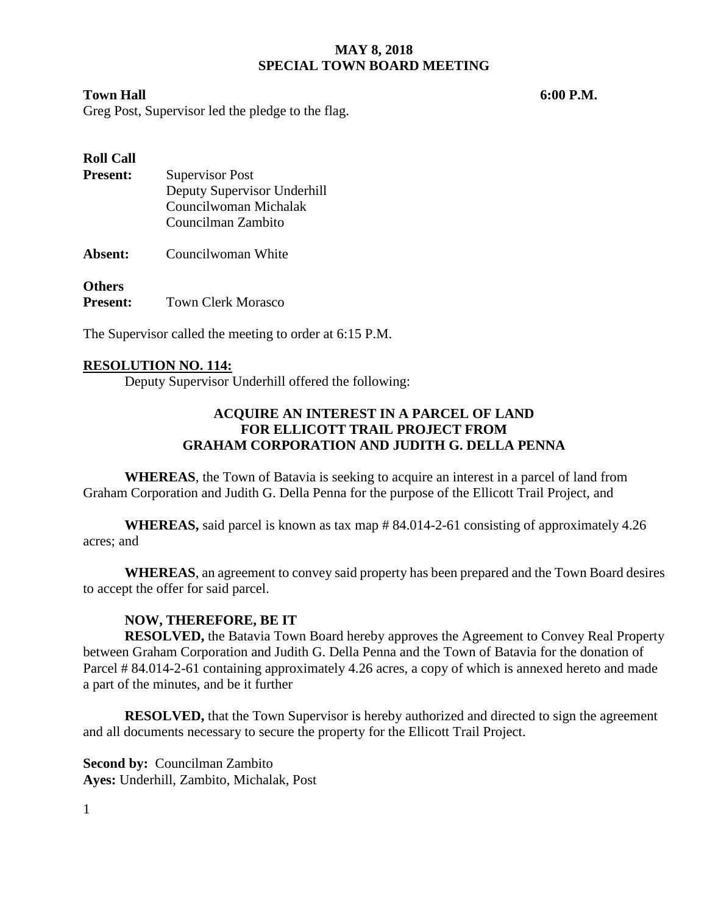# MAY 8, 2018
# SPECIAL TOWN BOARD MEETING

**Town Hall** **6:00 P.M.**

Greg Post, Supervisor led the pledge to the flag.

**Roll Call**

**Present:** Supervisor Post
Deputy Supervisor Underhill
Councilwoman Michalak
Councilman Zambito

**Absent:** Councilwoman White

**Others**
**Present:** Town Clerk Morasco

The Supervisor called the meeting to order at 6:15 P.M.

**RESOLUTION NO. 114:**

Deputy Supervisor Underhill offered the following:

**ACQUIRE AN INTEREST IN A PARCEL OF LAND FOR ELLICOTT TRAIL PROJECT FROM GRAHAM CORPORATION AND JUDITH G. DELLA PENNA**

**WHEREAS**, the Town of Batavia is seeking to acquire an interest in a parcel of land from Graham Corporation and Judith G. Della Penna for the purpose of the Ellicott Trail Project, and

**WHEREAS,** said parcel is known as tax map # 84.014-2-61 consisting of approximately 4.26 acres; and

**WHEREAS**, an agreement to convey said property has been prepared and the Town Board desires to accept the offer for said parcel.

**NOW, THEREFORE, BE IT**

**RESOLVED,** the Batavia Town Board hereby approves the Agreement to Convey Real Property between Graham Corporation and Judith G. Della Penna and the Town of Batavia for the donation of Parcel # 84.014-2-61 containing approximately 4.26 acres, a copy of which is annexed hereto and made a part of the minutes, and be it further

**RESOLVED,** that the Town Supervisor is hereby authorized and directed to sign the agreement and all documents necessary to secure the property for the Ellicott Trail Project.

**Second by:** Councilman Zambito
**Ayes:** Underhill, Zambito, Michalak, Post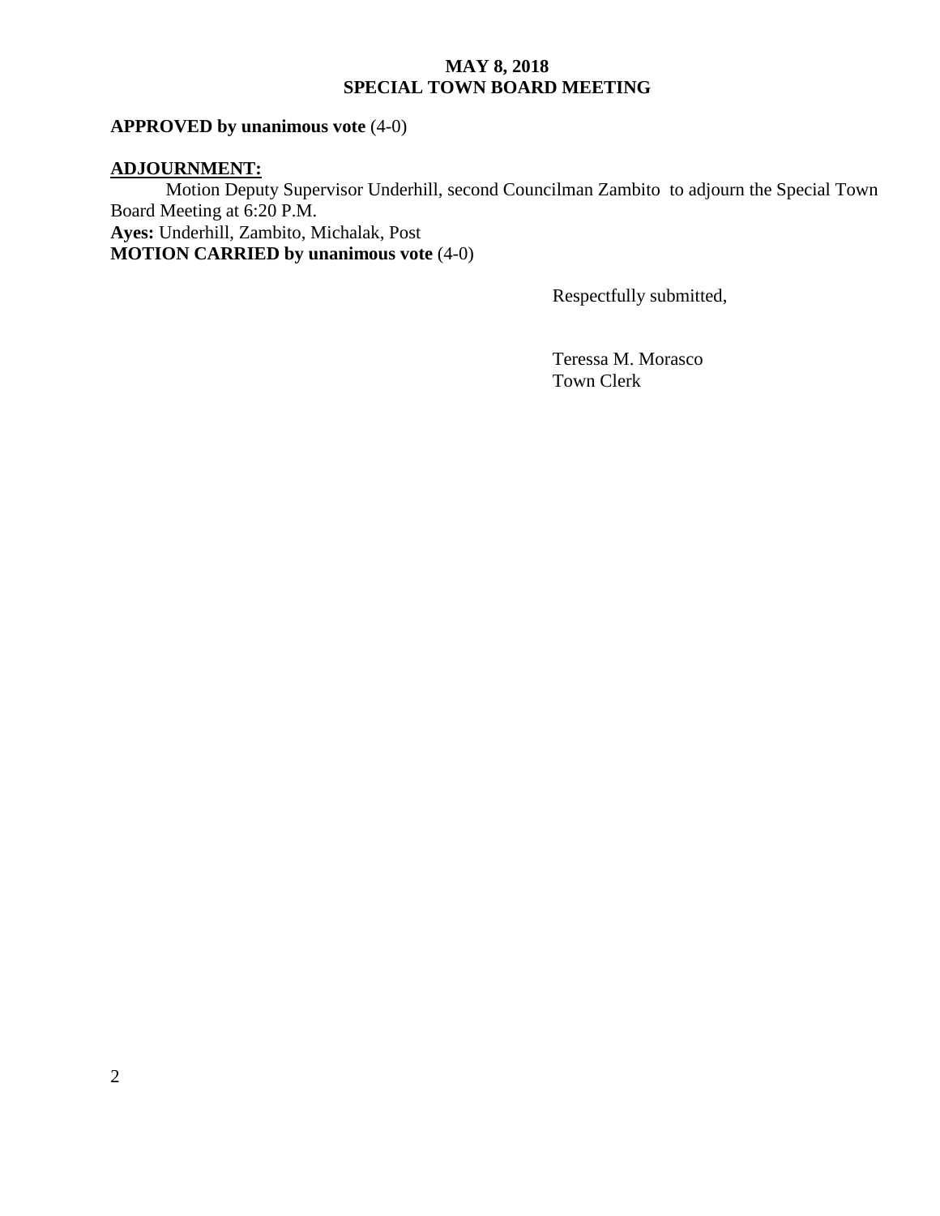**APPROVED by unanimous vote** (4-0)

**ADJOURNMENT:**

Motion Deputy Supervisor Underhill, second Councilman Zambito to adjourn the Special Town Board Meeting at 6:20 P.M.

**Ayes:** Underhill, Zambito, Michalak, Post

**MOTION CARRIED by unanimous vote** (4-0)

Respectfully submitted,

Teressa M. Morasco
Town Clerk